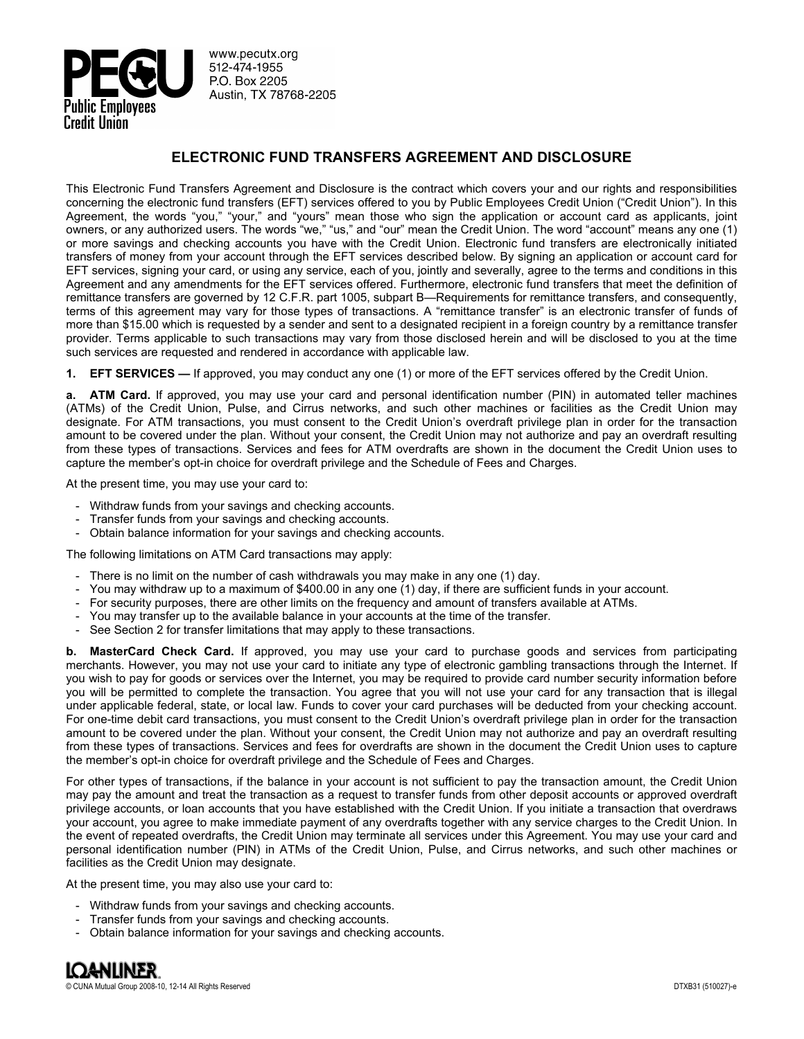Public Employees Credit Union

www.pecutx.org
512-474-1955
P.O. Box 2205
Austin, TX 78768-2205

# ELECTRONIC FUND TRANSFERS AGREEMENT AND DISCLOSURE

This Electronic Fund Transfers Agreement and Disclosure is the contract which covers your and our rights and responsibilities concerning the electronic fund transfers (EFT) services offered to you by Public Employees Credit Union ("Credit Union"). In this Agreement, the words "you," "your," and "yours" mean those who sign the application or account card as applicants, joint owners, or any authorized users. The words "we," "us," and "our" mean the Credit Union. The word "account" means any one (1) or more savings and checking accounts you have with the Credit Union. Electronic fund transfers are electronically initiated transfers of money from your account through the EFT services described below. By signing an application or account card for EFT services, signing your card, or using any service, each of you, jointly and severally, agree to the terms and conditions in this Agreement and any amendments for the EFT services offered. Furthermore, electronic fund transfers that meet the definition of remittance transfers are governed by 12 C.F.R. part 1005, subpart B—Requirements for remittance transfers, and consequently, terms of this agreement may vary for those types of transactions. A "remittance transfer" is an electronic transfer of funds of more than $15.00 which is requested by a sender and sent to a designated recipient in a foreign country by a remittance transfer provider. Terms applicable to such transactions may vary from those disclosed herein and will be disclosed to you at the time such services are requested and rendered in accordance with applicable law.

**1. EFT SERVICES —** If approved, you may conduct any one (1) or more of the EFT services offered by the Credit Union.

**a. ATM Card.** If approved, you may use your card and personal identification number (PIN) in automated teller machines (ATMs) of the Credit Union, Pulse, and Cirrus networks, and such other machines or facilities as the Credit Union may designate. For ATM transactions, you must consent to the Credit Union's overdraft privilege plan in order for the transaction amount to be covered under the plan. Without your consent, the Credit Union may not authorize and pay an overdraft resulting from these types of transactions. Services and fees for ATM overdrafts are shown in the document the Credit Union uses to capture the member's opt-in choice for overdraft privilege and the Schedule of Fees and Charges.

At the present time, you may use your card to:

- Withdraw funds from your savings and checking accounts.
- Transfer funds from your savings and checking accounts.
- Obtain balance information for your savings and checking accounts.

The following limitations on ATM Card transactions may apply:

- There is no limit on the number of cash withdrawals you may make in any one (1) day.
- You may withdraw up to a maximum of $400.00 in any one (1) day, if there are sufficient funds in your account.
- For security purposes, there are other limits on the frequency and amount of transfers available at ATMs.
- You may transfer up to the available balance in your accounts at the time of the transfer.
- See Section 2 for transfer limitations that may apply to these transactions.

**b. MasterCard Check Card.** If approved, you may use your card to purchase goods and services from participating merchants. However, you may not use your card to initiate any type of electronic gambling transactions through the Internet. If you wish to pay for goods or services over the Internet, you may be required to provide card number security information before you will be permitted to complete the transaction. You agree that you will not use your card for any transaction that is illegal under applicable federal, state, or local law. Funds to cover your card purchases will be deducted from your checking account. For one-time debit card transactions, you must consent to the Credit Union's overdraft privilege plan in order for the transaction amount to be covered under the plan. Without your consent, the Credit Union may not authorize and pay an overdraft resulting from these types of transactions. Services and fees for overdrafts are shown in the document the Credit Union uses to capture the member's opt-in choice for overdraft privilege and the Schedule of Fees and Charges.

For other types of transactions, if the balance in your account is not sufficient to pay the transaction amount, the Credit Union may pay the amount and treat the transaction as a request to transfer funds from other deposit accounts or approved overdraft privilege accounts, or loan accounts that you have established with the Credit Union. If you initiate a transaction that overdraws your account, you agree to make immediate payment of any overdrafts together with any service charges to the Credit Union. In the event of repeated overdrafts, the Credit Union may terminate all services under this Agreement. You may use your card and personal identification number (PIN) in ATMs of the Credit Union, Pulse, and Cirrus networks, and such other machines or facilities as the Credit Union may designate.

At the present time, you may also use your card to:

- Withdraw funds from your savings and checking accounts.
- Transfer funds from your savings and checking accounts.
- Obtain balance information for your savings and checking accounts.

LOANLINER
© CUNA Mutual Group 2008-10, 12-14 All Rights Reserved DTXB31 (510027)-e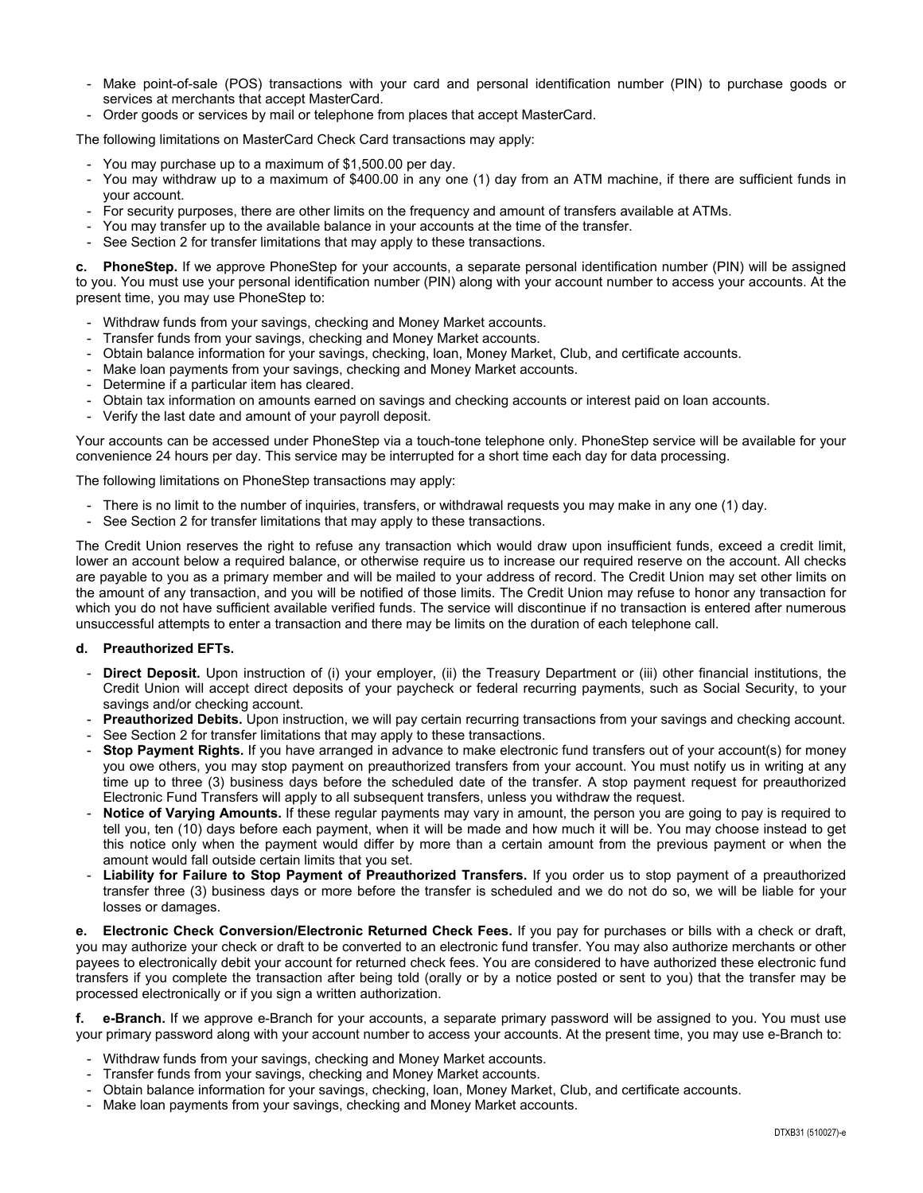- Make point-of-sale (POS) transactions with your card and personal identification number (PIN) to purchase goods or services at merchants that accept MasterCard.
- Order goods or services by mail or telephone from places that accept MasterCard.

The following limitations on MasterCard Check Card transactions may apply:

- You may purchase up to a maximum of $1,500.00 per day.
- You may withdraw up to a maximum of $400.00 in any one (1) day from an ATM machine, if there are sufficient funds in your account.
- For security purposes, there are other limits on the frequency and amount of transfers available at ATMs.
- You may transfer up to the available balance in your accounts at the time of the transfer.
- See Section 2 for transfer limitations that may apply to these transactions.

**c. PhoneStep.** If we approve PhoneStep for your accounts, a separate personal identification number (PIN) will be assigned to you. You must use your personal identification number (PIN) along with your account number to access your accounts. At the present time, you may use PhoneStep to:

- Withdraw funds from your savings, checking and Money Market accounts.
- Transfer funds from your savings, checking and Money Market accounts.
- Obtain balance information for your savings, checking, loan, Money Market, Club, and certificate accounts.
- Make loan payments from your savings, checking and Money Market accounts.
- Determine if a particular item has cleared.
- Obtain tax information on amounts earned on savings and checking accounts or interest paid on loan accounts.
- Verify the last date and amount of your payroll deposit.

Your accounts can be accessed under PhoneStep via a touch-tone telephone only. PhoneStep service will be available for your convenience 24 hours per day. This service may be interrupted for a short time each day for data processing.

The following limitations on PhoneStep transactions may apply:

- There is no limit to the number of inquiries, transfers, or withdrawal requests you may make in any one (1) day.
- See Section 2 for transfer limitations that may apply to these transactions.

The Credit Union reserves the right to refuse any transaction which would draw upon insufficient funds, exceed a credit limit, lower an account below a required balance, or otherwise require us to increase our required reserve on the account. All checks are payable to you as a primary member and will be mailed to your address of record. The Credit Union may set other limits on the amount of any transaction, and you will be notified of those limits. The Credit Union may refuse to honor any transaction for which you do not have sufficient available verified funds. The service will discontinue if no transaction is entered after numerous unsuccessful attempts to enter a transaction and there may be limits on the duration of each telephone call.

**d. Preauthorized EFTs.**

- **Direct Deposit.** Upon instruction of (i) your employer, (ii) the Treasury Department or (iii) other financial institutions, the Credit Union will accept direct deposits of your paycheck or federal recurring payments, such as Social Security, to your savings and/or checking account.
- **Preauthorized Debits.** Upon instruction, we will pay certain recurring transactions from your savings and checking account.
- See Section 2 for transfer limitations that may apply to these transactions.
- **Stop Payment Rights.** If you have arranged in advance to make electronic fund transfers out of your account(s) for money you owe others, you may stop payment on preauthorized transfers from your account. You must notify us in writing at any time up to three (3) business days before the scheduled date of the transfer. A stop payment request for preauthorized Electronic Fund Transfers will apply to all subsequent transfers, unless you withdraw the request.
- **Notice of Varying Amounts.** If these regular payments may vary in amount, the person you are going to pay is required to tell you, ten (10) days before each payment, when it will be made and how much it will be. You may choose instead to get this notice only when the payment would differ by more than a certain amount from the previous payment or when the amount would fall outside certain limits that you set.
- **Liability for Failure to Stop Payment of Preauthorized Transfers.** If you order us to stop payment of a preauthorized transfer three (3) business days or more before the transfer is scheduled and we do not do so, we will be liable for your losses or damages.

**e. Electronic Check Conversion/Electronic Returned Check Fees.** If you pay for purchases or bills with a check or draft, you may authorize your check or draft to be converted to an electronic fund transfer. You may also authorize merchants or other payees to electronically debit your account for returned check fees. You are considered to have authorized these electronic fund transfers if you complete the transaction after being told (orally or by a notice posted or sent to you) that the transfer may be processed electronically or if you sign a written authorization.

**f. e-Branch.** If we approve e-Branch for your accounts, a separate primary password will be assigned to you. You must use your primary password along with your account number to access your accounts. At the present time, you may use e-Branch to:

- Withdraw funds from your savings, checking and Money Market accounts.
- Transfer funds from your savings, checking and Money Market accounts.
- Obtain balance information for your savings, checking, loan, Money Market, Club, and certificate accounts.
- Make loan payments from your savings, checking and Money Market accounts.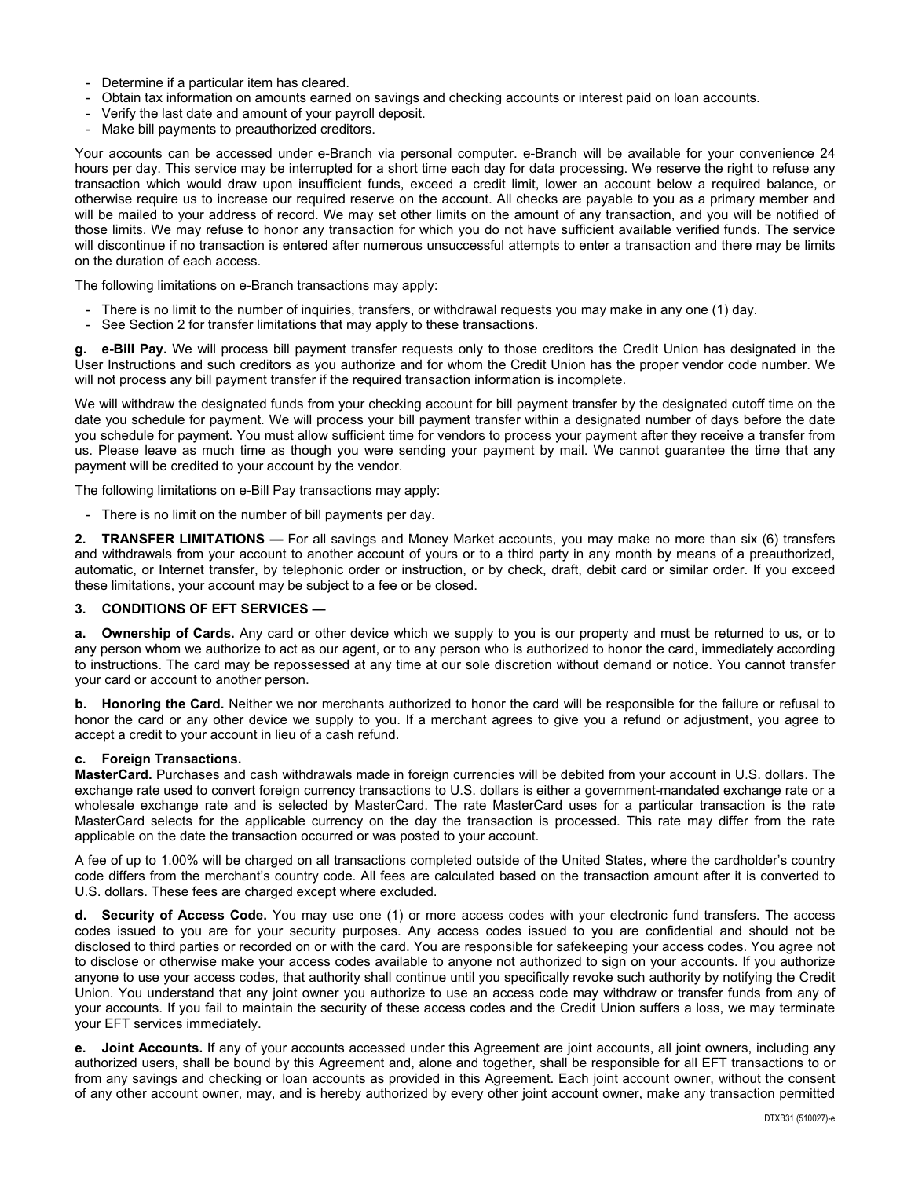- Determine if a particular item has cleared.
- Obtain tax information on amounts earned on savings and checking accounts or interest paid on loan accounts.
- Verify the last date and amount of your payroll deposit.
- Make bill payments to preauthorized creditors.

Your accounts can be accessed under e-Branch via personal computer. e-Branch will be available for your convenience 24 hours per day. This service may be interrupted for a short time each day for data processing. We reserve the right to refuse any transaction which would draw upon insufficient funds, exceed a credit limit, lower an account below a required balance, or otherwise require us to increase our required reserve on the account. All checks are payable to you as a primary member and will be mailed to your address of record. We may set other limits on the amount of any transaction, and you will be notified of those limits. We may refuse to honor any transaction for which you do not have sufficient available verified funds. The service will discontinue if no transaction is entered after numerous unsuccessful attempts to enter a transaction and there may be limits on the duration of each access.

The following limitations on e-Branch transactions may apply:

- There is no limit to the number of inquiries, transfers, or withdrawal requests you may make in any one (1) day.
- See Section 2 for transfer limitations that may apply to these transactions.

**g. e-Bill Pay.** We will process bill payment transfer requests only to those creditors the Credit Union has designated in the User Instructions and such creditors as you authorize and for whom the Credit Union has the proper vendor code number. We will not process any bill payment transfer if the required transaction information is incomplete.

We will withdraw the designated funds from your checking account for bill payment transfer by the designated cutoff time on the date you schedule for payment. We will process your bill payment transfer within a designated number of days before the date you schedule for payment. You must allow sufficient time for vendors to process your payment after they receive a transfer from us. Please leave as much time as though you were sending your payment by mail. We cannot guarantee the time that any payment will be credited to your account by the vendor.

The following limitations on e-Bill Pay transactions may apply:

- There is no limit on the number of bill payments per day.

**2. TRANSFER LIMITATIONS —** For all savings and Money Market accounts, you may make no more than six (6) transfers and withdrawals from your account to another account of yours or to a third party in any month by means of a preauthorized, automatic, or Internet transfer, by telephonic order or instruction, or by check, draft, debit card or similar order. If you exceed these limitations, your account may be subject to a fee or be closed.

**3. CONDITIONS OF EFT SERVICES —**

**a. Ownership of Cards.** Any card or other device which we supply to you is our property and must be returned to us, or to any person whom we authorize to act as our agent, or to any person who is authorized to honor the card, immediately according to instructions. The card may be repossessed at any time at our sole discretion without demand or notice. You cannot transfer your card or account to another person.

**b. Honoring the Card.** Neither we nor merchants authorized to honor the card will be responsible for the failure or refusal to honor the card or any other device we supply to you. If a merchant agrees to give you a refund or adjustment, you agree to accept a credit to your account in lieu of a cash refund.

**c. Foreign Transactions.**
**MasterCard.** Purchases and cash withdrawals made in foreign currencies will be debited from your account in U.S. dollars. The exchange rate used to convert foreign currency transactions to U.S. dollars is either a government-mandated exchange rate or a wholesale exchange rate and is selected by MasterCard. The rate MasterCard uses for a particular transaction is the rate MasterCard selects for the applicable currency on the day the transaction is processed. This rate may differ from the rate applicable on the date the transaction occurred or was posted to your account.

A fee of up to 1.00% will be charged on all transactions completed outside of the United States, where the cardholder's country code differs from the merchant's country code. All fees are calculated based on the transaction amount after it is converted to U.S. dollars. These fees are charged except where excluded.

**d. Security of Access Code.** You may use one (1) or more access codes with your electronic fund transfers. The access codes issued to you are for your security purposes. Any access codes issued to you are confidential and should not be disclosed to third parties or recorded on or with the card. You are responsible for safekeeping your access codes. You agree not to disclose or otherwise make your access codes available to anyone not authorized to sign on your accounts. If you authorize anyone to use your access codes, that authority shall continue until you specifically revoke such authority by notifying the Credit Union. You understand that any joint owner you authorize to use an access code may withdraw or transfer funds from any of your accounts. If you fail to maintain the security of these access codes and the Credit Union suffers a loss, we may terminate your EFT services immediately.

**e. Joint Accounts.** If any of your accounts accessed under this Agreement are joint accounts, all joint owners, including any authorized users, shall be bound by this Agreement and, alone and together, shall be responsible for all EFT transactions to or from any savings and checking or loan accounts as provided in this Agreement. Each joint account owner, without the consent of any other account owner, may, and is hereby authorized by every other joint account owner, make any transaction permitted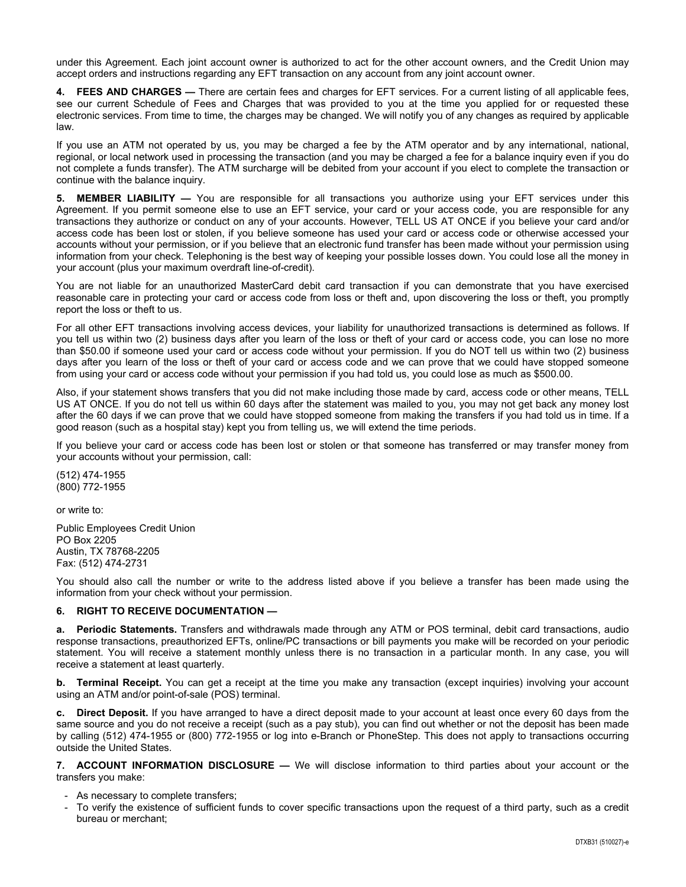under this Agreement. Each joint account owner is authorized to act for the other account owners, and the Credit Union may accept orders and instructions regarding any EFT transaction on any account from any joint account owner.

**4. FEES AND CHARGES —** There are certain fees and charges for EFT services. For a current listing of all applicable fees, see our current Schedule of Fees and Charges that was provided to you at the time you applied for or requested these electronic services. From time to time, the charges may be changed. We will notify you of any changes as required by applicable law.

If you use an ATM not operated by us, you may be charged a fee by the ATM operator and by any international, national, regional, or local network used in processing the transaction (and you may be charged a fee for a balance inquiry even if you do not complete a funds transfer). The ATM surcharge will be debited from your account if you elect to complete the transaction or continue with the balance inquiry.

**5. MEMBER LIABILITY —** You are responsible for all transactions you authorize using your EFT services under this Agreement. If you permit someone else to use an EFT service, your card or your access code, you are responsible for any transactions they authorize or conduct on any of your accounts. However, TELL US AT ONCE if you believe your card and/or access code has been lost or stolen, if you believe someone has used your card or access code or otherwise accessed your accounts without your permission, or if you believe that an electronic fund transfer has been made without your permission using information from your check. Telephoning is the best way of keeping your possible losses down. You could lose all the money in your account (plus your maximum overdraft line-of-credit).

You are not liable for an unauthorized MasterCard debit card transaction if you can demonstrate that you have exercised reasonable care in protecting your card or access code from loss or theft and, upon discovering the loss or theft, you promptly report the loss or theft to us.

For all other EFT transactions involving access devices, your liability for unauthorized transactions is determined as follows. If you tell us within two (2) business days after you learn of the loss or theft of your card or access code, you can lose no more than $50.00 if someone used your card or access code without your permission. If you do NOT tell us within two (2) business days after you learn of the loss or theft of your card or access code and we can prove that we could have stopped someone from using your card or access code without your permission if you had told us, you could lose as much as $500.00.

Also, if your statement shows transfers that you did not make including those made by card, access code or other means, TELL US AT ONCE. If you do not tell us within 60 days after the statement was mailed to you, you may not get back any money lost after the 60 days if we can prove that we could have stopped someone from making the transfers if you had told us in time. If a good reason (such as a hospital stay) kept you from telling us, we will extend the time periods.

If you believe your card or access code has been lost or stolen or that someone has transferred or may transfer money from your accounts without your permission, call:

(512) 474-1955
(800) 772-1955

or write to:

Public Employees Credit Union
PO Box 2205
Austin, TX 78768-2205
Fax: (512) 474-2731

You should also call the number or write to the address listed above if you believe a transfer has been made using the information from your check without your permission.

**6. RIGHT TO RECEIVE DOCUMENTATION —**

**a. Periodic Statements.** Transfers and withdrawals made through any ATM or POS terminal, debit card transactions, audio response transactions, preauthorized EFTs, online/PC transactions or bill payments you make will be recorded on your periodic statement. You will receive a statement monthly unless there is no transaction in a particular month. In any case, you will receive a statement at least quarterly.

**b. Terminal Receipt.** You can get a receipt at the time you make any transaction (except inquiries) involving your account using an ATM and/or point-of-sale (POS) terminal.

**c. Direct Deposit.** If you have arranged to have a direct deposit made to your account at least once every 60 days from the same source and you do not receive a receipt (such as a pay stub), you can find out whether or not the deposit has been made by calling (512) 474-1955 or (800) 772-1955 or log into e-Branch or PhoneStep. This does not apply to transactions occurring outside the United States.

**7. ACCOUNT INFORMATION DISCLOSURE —** We will disclose information to third parties about your account or the transfers you make:

- As necessary to complete transfers;
- To verify the existence of sufficient funds to cover specific transactions upon the request of a third party, such as a credit bureau or merchant;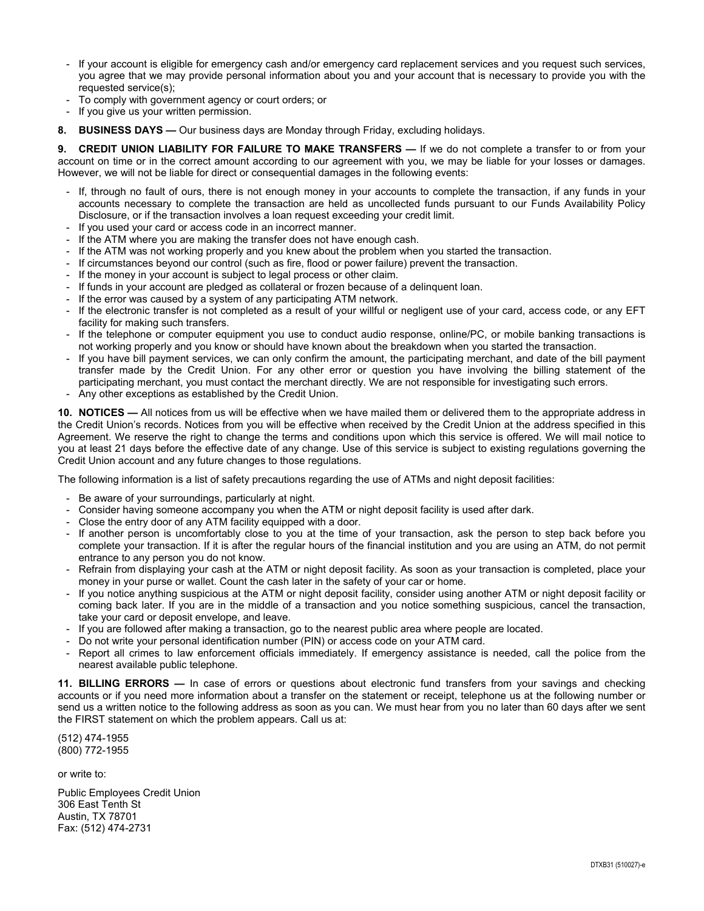- If your account is eligible for emergency cash and/or emergency card replacement services and you request such services, you agree that we may provide personal information about you and your account that is necessary to provide you with the requested service(s);
- To comply with government agency or court orders; or
- If you give us your written permission.

**8. BUSINESS DAYS —** Our business days are Monday through Friday, excluding holidays.

**9. CREDIT UNION LIABILITY FOR FAILURE TO MAKE TRANSFERS —** If we do not complete a transfer to or from your account on time or in the correct amount according to our agreement with you, we may be liable for your losses or damages. However, we will not be liable for direct or consequential damages in the following events:

- If, through no fault of ours, there is not enough money in your accounts to complete the transaction, if any funds in your accounts necessary to complete the transaction are held as uncollected funds pursuant to our Funds Availability Policy Disclosure, or if the transaction involves a loan request exceeding your credit limit.
- If you used your card or access code in an incorrect manner.
- If the ATM where you are making the transfer does not have enough cash.
- If the ATM was not working properly and you knew about the problem when you started the transaction.
- If circumstances beyond our control (such as fire, flood or power failure) prevent the transaction.
- If the money in your account is subject to legal process or other claim.
- If funds in your account are pledged as collateral or frozen because of a delinquent loan.
- If the error was caused by a system of any participating ATM network.
- If the electronic transfer is not completed as a result of your willful or negligent use of your card, access code, or any EFT facility for making such transfers.
- If the telephone or computer equipment you use to conduct audio response, online/PC, or mobile banking transactions is not working properly and you know or should have known about the breakdown when you started the transaction.
- If you have bill payment services, we can only confirm the amount, the participating merchant, and date of the bill payment transfer made by the Credit Union. For any other error or question you have involving the billing statement of the participating merchant, you must contact the merchant directly. We are not responsible for investigating such errors.
- Any other exceptions as established by the Credit Union.

**10. NOTICES —** All notices from us will be effective when we have mailed them or delivered them to the appropriate address in the Credit Union's records. Notices from you will be effective when received by the Credit Union at the address specified in this Agreement. We reserve the right to change the terms and conditions upon which this service is offered. We will mail notice to you at least 21 days before the effective date of any change. Use of this service is subject to existing regulations governing the Credit Union account and any future changes to those regulations.

The following information is a list of safety precautions regarding the use of ATMs and night deposit facilities:

- Be aware of your surroundings, particularly at night.
- Consider having someone accompany you when the ATM or night deposit facility is used after dark.
- Close the entry door of any ATM facility equipped with a door.
- If another person is uncomfortably close to you at the time of your transaction, ask the person to step back before you complete your transaction. If it is after the regular hours of the financial institution and you are using an ATM, do not permit entrance to any person you do not know.
- Refrain from displaying your cash at the ATM or night deposit facility. As soon as your transaction is completed, place your money in your purse or wallet. Count the cash later in the safety of your car or home.
- If you notice anything suspicious at the ATM or night deposit facility, consider using another ATM or night deposit facility or coming back later. If you are in the middle of a transaction and you notice something suspicious, cancel the transaction, take your card or deposit envelope, and leave.
- If you are followed after making a transaction, go to the nearest public area where people are located.
- Do not write your personal identification number (PIN) or access code on your ATM card.
- Report all crimes to law enforcement officials immediately. If emergency assistance is needed, call the police from the nearest available public telephone.

**11. BILLING ERRORS —** In case of errors or questions about electronic fund transfers from your savings and checking accounts or if you need more information about a transfer on the statement or receipt, telephone us at the following number or send us a written notice to the following address as soon as you can. We must hear from you no later than 60 days after we sent the FIRST statement on which the problem appears. Call us at:

(512) 474-1955
(800) 772-1955

or write to:

Public Employees Credit Union
306 East Tenth St
Austin, TX 78701
Fax: (512) 474-2731

DTXB31 (510027)-e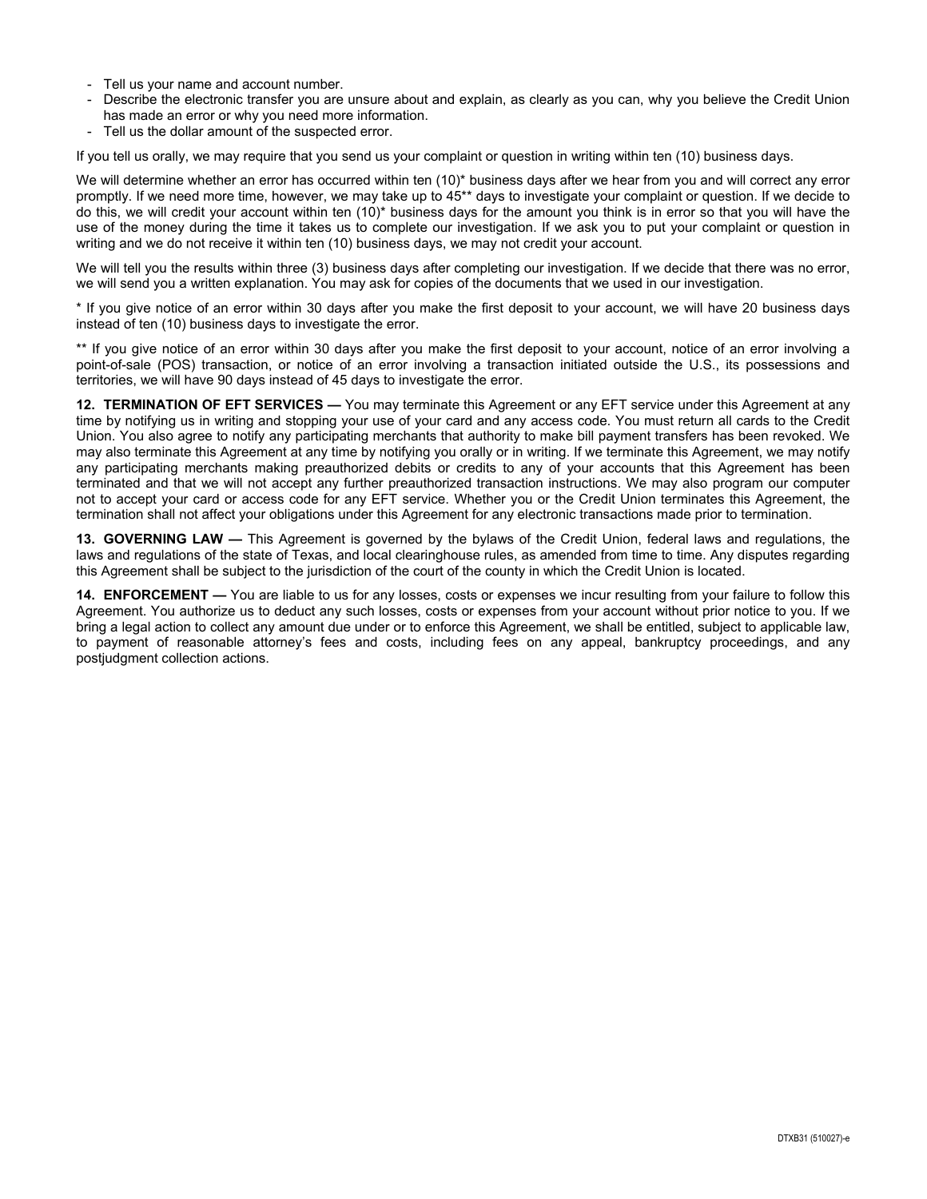- Tell us your name and account number.
- Describe the electronic transfer you are unsure about and explain, as clearly as you can, why you believe the Credit Union has made an error or why you need more information.
- Tell us the dollar amount of the suspected error.

If you tell us orally, we may require that you send us your complaint or question in writing within ten (10) business days.

We will determine whether an error has occurred within ten (10)* business days after we hear from you and will correct any error promptly. If we need more time, however, we may take up to 45** days to investigate your complaint or question. If we decide to do this, we will credit your account within ten (10)* business days for the amount you think is in error so that you will have the use of the money during the time it takes us to complete our investigation. If we ask you to put your complaint or question in writing and we do not receive it within ten (10) business days, we may not credit your account.

We will tell you the results within three (3) business days after completing our investigation. If we decide that there was no error, we will send you a written explanation. You may ask for copies of the documents that we used in our investigation.

* If you give notice of an error within 30 days after you make the first deposit to your account, we will have 20 business days instead of ten (10) business days to investigate the error.

** If you give notice of an error within 30 days after you make the first deposit to your account, notice of an error involving a point-of-sale (POS) transaction, or notice of an error involving a transaction initiated outside the U.S., its possessions and territories, we will have 90 days instead of 45 days to investigate the error.

**12. TERMINATION OF EFT SERVICES —** You may terminate this Agreement or any EFT service under this Agreement at any time by notifying us in writing and stopping your use of your card and any access code. You must return all cards to the Credit Union. You also agree to notify any participating merchants that authority to make bill payment transfers has been revoked. We may also terminate this Agreement at any time by notifying you orally or in writing. If we terminate this Agreement, we may notify any participating merchants making preauthorized debits or credits to any of your accounts that this Agreement has been terminated and that we will not accept any further preauthorized transaction instructions. We may also program our computer not to accept your card or access code for any EFT service. Whether you or the Credit Union terminates this Agreement, the termination shall not affect your obligations under this Agreement for any electronic transactions made prior to termination.

**13. GOVERNING LAW —** This Agreement is governed by the bylaws of the Credit Union, federal laws and regulations, the laws and regulations of the state of Texas, and local clearinghouse rules, as amended from time to time. Any disputes regarding this Agreement shall be subject to the jurisdiction of the court of the county in which the Credit Union is located.

**14. ENFORCEMENT —** You are liable to us for any losses, costs or expenses we incur resulting from your failure to follow this Agreement. You authorize us to deduct any such losses, costs or expenses from your account without prior notice to you. If we bring a legal action to collect any amount due under or to enforce this Agreement, we shall be entitled, subject to applicable law, to payment of reasonable attorney's fees and costs, including fees on any appeal, bankruptcy proceedings, and any postjudgment collection actions.

DTXB31 (510027)-e